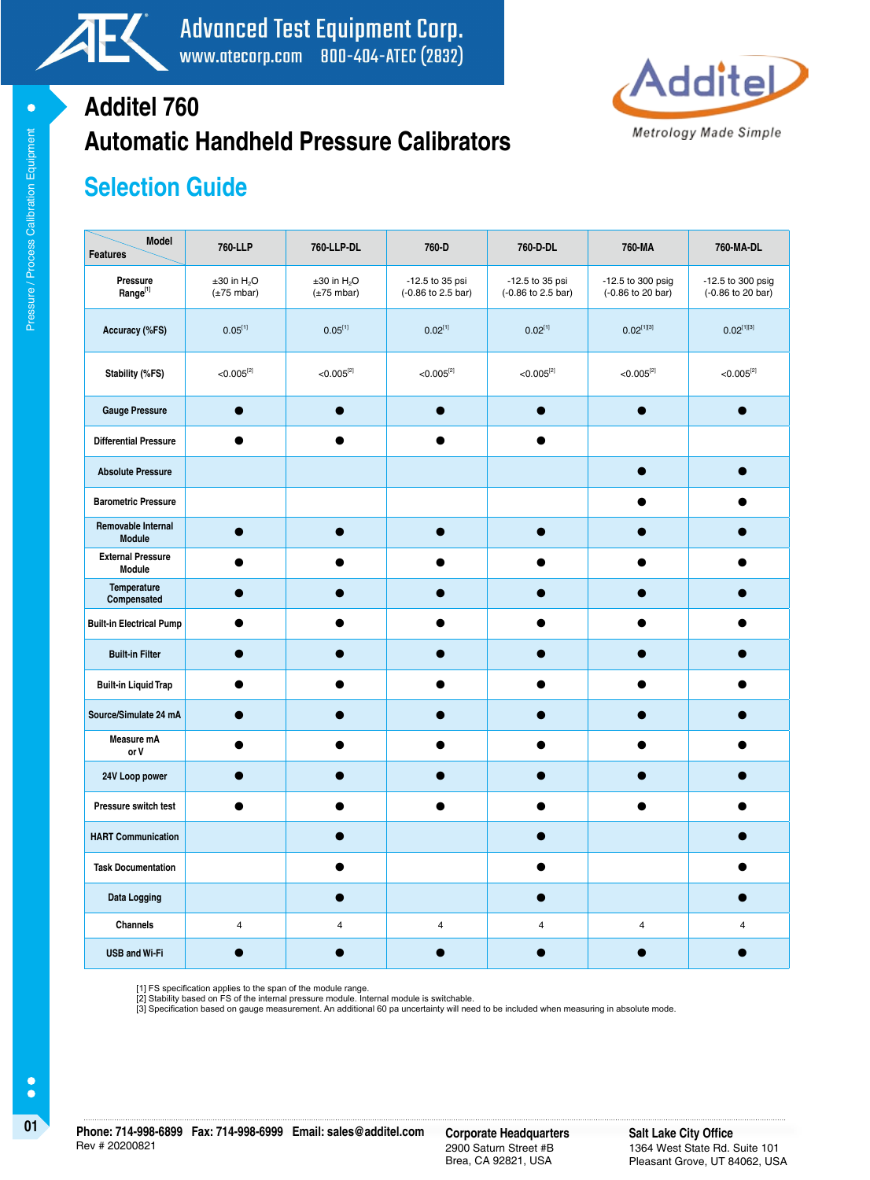# Additel 760

# Automatic Handheld Pressure Calibrators

## Selection Guide

| Features / Model | 760-LLP | 760-LLP-DL | 760-D | 760-D-DL | 760-MA | 760-MA-DL |
|---|---|---|---|---|---|---|
| Pressure Range[1] | ±30 in $H_2O$ (±75 mbar) | ±30 in $H_2O$ (±75 mbar) | -12.5 to 35 psi (-0.86 to 2.5 bar) | -12.5 to 35 psi (-0.86 to 2.5 bar) | -12.5 to 300 psig (-0.86 to 20 bar) | -12.5 to 300 psig (-0.86 to 20 bar) |
| Accuracy (%FS) | 0.05[1] | 0.05[1] | 0.02[1] | 0.02[1] | 0.02[1][3] | 0.02[1][3] |
| Stability (%FS) | <0.005[2] | <0.005[2] | <0.005[2] | <0.005[2] | <0.005[2] | <0.005[2] |
| Gauge Pressure | ● | ● | ● | ● | ● | ● |
| Differential Pressure | ● | ● | ● | ● | | |
| Absolute Pressure | | | | | ● | ● |
| Barometric Pressure | | | | | ● | ● |
| Removable Internal Module | ● | ● | ● | ● | ● | ● |
| External Pressure Module | ● | ● | ● | ● | ● | ● |
| Temperature Compensated | ● | ● | ● | ● | ● | ● |
| Built-in Electrical Pump | ● | ● | ● | ● | ● | ● |
| Built-in Filter | ● | ● | ● | ● | ● | ● |
| Built-in Liquid Trap | ● | ● | ● | ● | ● | ● |
| Source/Simulate 24 mA | ● | ● | ● | ● | ● | ● |
| Measure mA or V | ● | ● | ● | ● | ● | ● |
| 24V Loop power | ● | ● | ● | ● | ● | ● |
| Pressure switch test | ● | ● | ● | ● | ● | ● |
| HART Communication | | ● | | ● | | ● |
| Task Documentation | | ● | | ● | | ● |
| Data Logging | | ● | | ● | | ● |
| Channels | 4 | 4 | 4 | 4 | 4 | 4 |
| USB and Wi-Fi | ● | ● | ● | ● | ● | ● |

[1] FS specification applies to the span of the module range.
[2] Stability based on FS of the internal pressure module. Internal module is switchable.
[3] Specification based on gauge measurement. An additional 60 pa uncertainty will need to be included when measuring in absolute mode.

**Phone: 714-998-6899 Fax: 714-998-6999 Email: sales@additel.com**
Rev # 20200821

**Corporate Headquarters**
2900 Saturn Street #B
Brea, CA 92821, USA

**Salt Lake City Office**
1364 West State Rd. Suite 101
Pleasant Grove, UT 84062, USA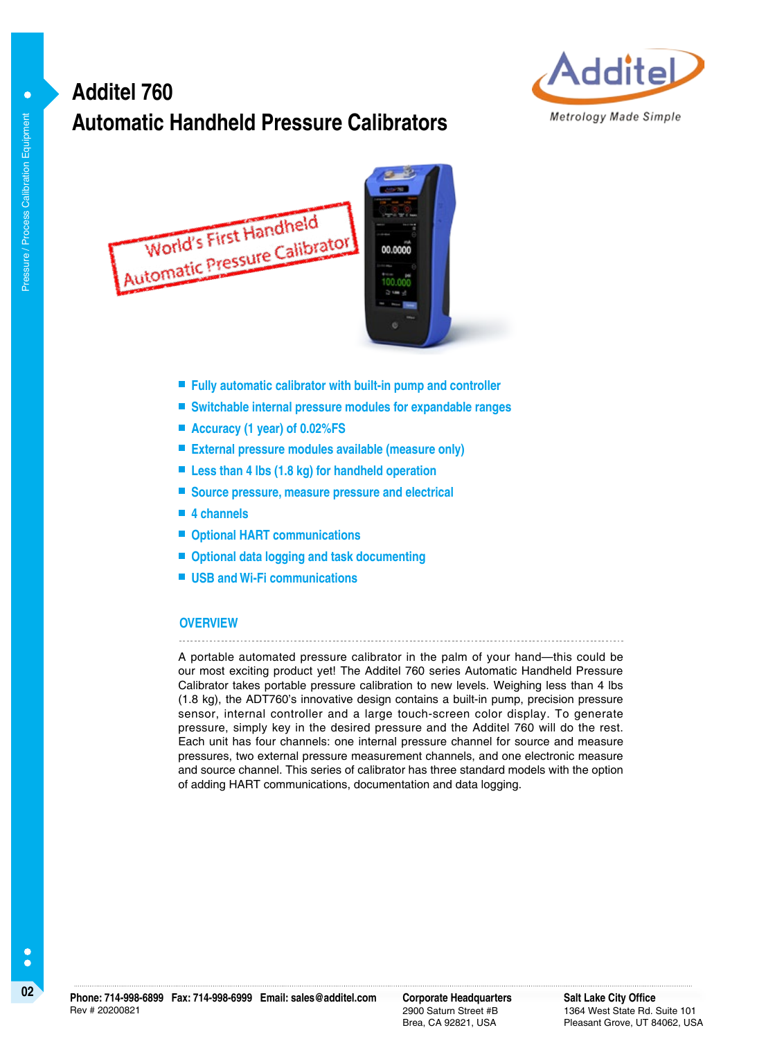# Additel 760
## Automatic Handheld Pressure Calibrators

World's First Handheld Automatic Pressure Calibrator

- Fully automatic calibrator with built-in pump and controller
- Switchable internal pressure modules for expandable ranges
- Accuracy (1 year) of 0.02%FS
- External pressure modules available (measure only)
- Less than 4 lbs (1.8 kg) for handheld operation
- Source pressure, measure pressure and electrical
- 4 channels
- Optional HART communications
- Optional data logging and task documenting
- USB and Wi-Fi communications

### OVERVIEW

A portable automated pressure calibrator in the palm of your hand—this could be our most exciting product yet! The Additel 760 series Automatic Handheld Pressure Calibrator takes portable pressure calibration to new levels. Weighing less than 4 lbs (1.8 kg), the ADT760's innovative design contains a built-in pump, precision pressure sensor, internal controller and a large touch-screen color display. To generate pressure, simply key in the desired pressure and the Additel 760 will do the rest. Each unit has four channels: one internal pressure channel for source and measure pressures, two external pressure measurement channels, and one electronic measure and source channel. This series of calibrator has three standard models with the option of adding HART communications, documentation and data logging.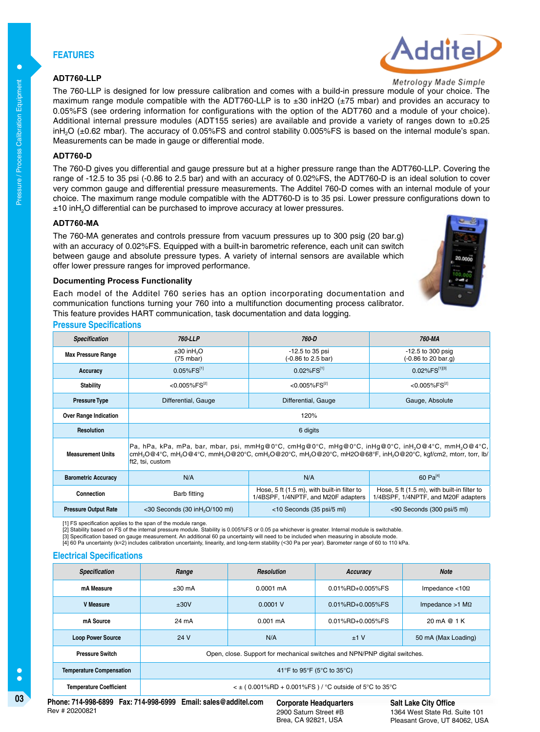## FEATURES

### ADT760-LLP

The 760-LLP is designed for low pressure calibration and comes with a build-in pressure module of your choice. The maximum range module compatible with the ADT760-LLP is to ±30 inH2O (±75 mbar) and provides an accuracy to 0.05%FS (see ordering information for configurations with the option of the ADT760 and a module of your choice). Additional internal pressure modules (ADT155 series) are available and provide a variety of ranges down to ±0.25 $inH_2O$ (±0.62 mbar). The accuracy of 0.05%FS and control stability 0.005%FS is based on the internal module's span. Measurements can be made in gauge or differential mode.

### ADT760-D

The 760-D gives you differential and gauge pressure but at a higher pressure range than the ADT760-LLP. Covering the range of -12.5 to 35 psi (-0.86 to 2.5 bar) and with an accuracy of 0.02%FS, the ADT760-D is an ideal solution to cover very common gauge and differential pressure measurements. The Additel 760-D comes with an internal module of your choice. The maximum range module compatible with the ADT760-D is to 35 psi. Lower pressure configurations down to ±10 $inH_2O$ differential can be purchased to improve accuracy at lower pressures.

### ADT760-MA

The 760-MA generates and controls pressure from vacuum pressures up to 300 psig (20 bar.g) with an accuracy of 0.02%FS. Equipped with a built-in barometric reference, each unit can switch between gauge and absolute pressure types. A variety of internal sensors are available which offer lower pressure ranges for improved performance.

### Documenting Process Functionality

Each model of the Additel 760 series has an option incorporating documentation and communication functions turning your 760 into a multifunction documenting process calibrator. This feature provides HART communication, task documentation and data logging.

## Pressure Specifications

| Specification | 760-LLP | 760-D | 760-MA |
|---|---|---|---|
| Max Pressure Range | ±30 $inH_2O$ (75 mbar) | -12.5 to 35 psi (-0.86 to 2.5 bar) | -12.5 to 300 psig (-0.86 to 20 bar.g) |
| Accuracy | 0.05%FS[1] | 0.02%FS[1] | 0.02%FS[1][3] |
| Stability | <0.005%FS[2] | <0.005%FS[2] | <0.005%FS[2] |
| Pressure Type | Differential, Gauge | Differential, Gauge | Gauge, Absolute |
| Over Range Indication | 120% | | |
| Resolution | 6 digits | | |
| Measurement Units | Pa, hPa, kPa, mPa, bar, mbar, psi, mmHg@0°C, cmHg@0°C, mHg@0°C, inHg@0°C, $inH_2O$@4°C, $mmH_2O$@4°C, $cmH_2O$@4°C, $mH_2O$@4°C, $mmH_2O$@20°C, $cmH_2O$@20°C, $mH_2O$@20°C, mH2O@68°F, $inH_2O$@20°C, kgf/cm2, mtorr, torr, lb/ft2, tsi, custom | | |
| Barometric Accuracy | N/A | N/A | 60 Pa[4] |
| Connection | Barb fitting | Hose, 5 ft (1.5 m), with built-in filter to 1/4BSPF, 1/4NPTF, and M20F adapters | Hose, 5 ft (1.5 m), with built-in filter to 1/4BSPF, 1/4NPTF, and M20F adapters |
| Pressure Output Rate | <30 Seconds (30 $inH_2O$/100 ml) | <10 Seconds (35 psi/5 ml) | <90 Seconds (300 psi/5 ml) |

[1] FS specification applies to the span of the module range.
[2] Stability based on FS of the internal pressure module. Stability is 0.005%FS or 0.05 pa whichever is greater. Internal module is switchable.
[3] Specification based on gauge measurement. An additional 60 pa uncertainty will need to be included when measuring in absolute mode.
[4] 60 Pa uncertainty (k=2) includes calibration uncertainty, linearity, and long-term stability (<30 Pa per year). Barometer range of 60 to 110 kPa.

## Electrical Specifications

| Specification | Range | Resolution | Accuracy | Note |
|---|---|---|---|---|
| mA Measure | ±30 mA | 0.0001 mA | 0.01%RD+0.005%FS | Impedance <10Ω |
| V Measure | ±30V | 0.0001 V | 0.01%RD+0.005%FS | Impedance >1 MΩ |
| mA Source | 24 mA | 0.001 mA | 0.01%RD+0.005%FS | 20 mA @ 1 K |
| Loop Power Source | 24 V | N/A | ±1 V | 50 mA (Max Loading) |
| Pressure Switch | Open, close. Support for mechanical switches and NPN/PNP digital switches. | | | |
| Temperature Compensation | 41°F to 95°F (5°C to 35°C) | | | |
| Temperature Coefficient | < ± ( 0.001%RD + 0.001%FS ) / °C outside of 5°C to 35°C | | | |

Phone: 714-998-6899 Fax: 714-998-6999 Email: sales@additel.com
Rev # 20200821

**Corporate Headquarters**
2900 Saturn Street #B
Brea, CA 92821, USA

**Salt Lake City Office**
1364 West State Rd. Suite 101
Pleasant Grove, UT 84062, USA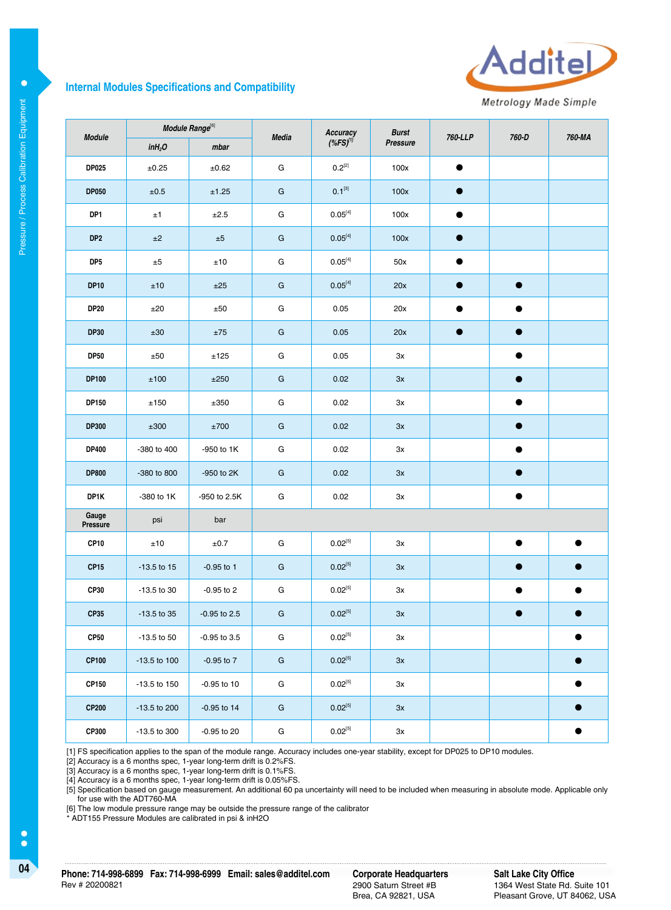## Internal Modules Specifications and Compatibility

| Module | Module Range[6] | | Media | Accuracy (%FS)[1] | Burst Pressure | 760-LLP | 760-D | 760-MA |
|---|---|---|---|---|---|---|---|---|
| | $inH_2O$ | mbar | | | | | | |
| DP025 | ±0.25 | ±0.62 | G | 0.2[2] | 100x | ● | | |
| DP050 | ±0.5 | ±1.25 | G | 0.1[3] | 100x | ● | | |
| DP1 | ±1 | ±2.5 | G | 0.05[4] | 100x | ● | | |
| DP2 | ±2 | ±5 | G | 0.05[4] | 100x | ● | | |
| DP5 | ±5 | ±10 | G | 0.05[4] | 50x | ● | | |
| DP10 | ±10 | ±25 | G | 0.05[4] | 20x | ● | ● | |
| DP20 | ±20 | ±50 | G | 0.05 | 20x | ● | ● | |
| DP30 | ±30 | ±75 | G | 0.05 | 20x | ● | ● | |
| DP50 | ±50 | ±125 | G | 0.05 | 3x | | ● | |
| DP100 | ±100 | ±250 | G | 0.02 | 3x | | ● | |
| DP150 | ±150 | ±350 | G | 0.02 | 3x | | ● | |
| DP300 | ±300 | ±700 | G | 0.02 | 3x | | ● | |
| DP400 | -380 to 400 | -950 to 1K | G | 0.02 | 3x | | ● | |
| DP800 | -380 to 800 | -950 to 2K | G | 0.02 | 3x | | ● | |
| DP1K | -380 to 1K | -950 to 2.5K | G | 0.02 | 3x | | ● | |
| Gauge Pressure | psi | bar | | | | | | |
| CP10 | ±10 | ±0.7 | G | 0.02[5] | 3x | | ● | ● |
| CP15 | -13.5 to 15 | -0.95 to 1 | G | 0.02[5] | 3x | | ● | ● |
| CP30 | -13.5 to 30 | -0.95 to 2 | G | 0.02[5] | 3x | | ● | ● |
| CP35 | -13.5 to 35 | -0.95 to 2.5 | G | 0.02[5] | 3x | | ● | ● |
| CP50 | -13.5 to 50 | -0.95 to 3.5 | G | 0.02[5] | 3x | | | ● |
| CP100 | -13.5 to 100 | -0.95 to 7 | G | 0.02[5] | 3x | | | ● |
| CP150 | -13.5 to 150 | -0.95 to 10 | G | 0.02[5] | 3x | | | ● |
| CP200 | -13.5 to 200 | -0.95 to 14 | G | 0.02[5] | 3x | | | ● |
| CP300 | -13.5 to 300 | -0.95 to 20 | G | 0.02[5] | 3x | | | ● |

[1] FS specification applies to the span of the module range. Accuracy includes one-year stability, except for DP025 to DP10 modules.
[2] Accuracy is a 6 months spec, 1-year long-term drift is 0.2%FS.
[3] Accuracy is a 6 months spec, 1-year long-term drift is 0.1%FS.
[4] Accuracy is a 6 months spec, 1-year long-term drift is 0.05%FS.
[5] Specification based on gauge measurement. An additional 60 pa uncertainty will need to be included when measuring in absolute mode. Applicable only for use with the ADT760-MA
[6] The low module pressure range may be outside the pressure range of the calibrator
* ADT155 Pressure Modules are calibrated in psi & inH2O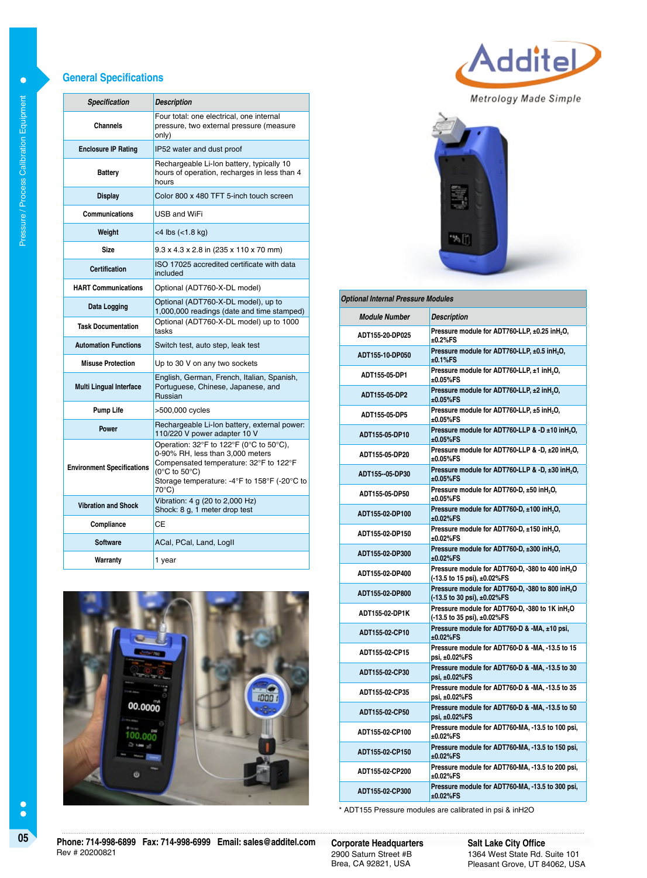## General Specifications

| Specification | Description |
|---|---|
| Channels | Four total: one electrical, one internal pressure, two external pressure (measure only) |
| Enclosure IP Rating | IP52 water and dust proof |
| Battery | Rechargeable Li-Ion battery, typically 10 hours of operation, recharges in less than 4 hours |
| Display | Color 800 x 480 TFT 5-inch touch screen |
| Communications | USB and WiFi |
| Weight | <4 lbs (<1.8 kg) |
| Size | 9.3 x 4.3 x 2.8 in (235 x 110 x 70 mm) |
| Certification | ISO 17025 accredited certificate with data included |
| HART Communications | Optional (ADT760-X-DL model) |
| Data Logging | Optional (ADT760-X-DL model), up to 1,000,000 readings (date and time stamped) |
| Task Documentation | Optional (ADT760-X-DL model) up to 1000 tasks |
| Automation Functions | Switch test, auto step, leak test |
| Misuse Protection | Up to 30 V on any two sockets |
| Multi Lingual Interface | English, German, French, Italian, Spanish, Portuguese, Chinese, Japanese, and Russian |
| Pump Life | >500,000 cycles |
| Power | Rechargeable Li-Ion battery, external power: 110/220 V power adapter 10 V |
| Environment Specifications | Operation: 32°F to 122°F (0°C to 50°C), 0-90% RH, less than 3,000 meters<br>Compensated temperature: 32°F to 122°F (0°C to 50°C)<br>Storage temperature: -4°F to 158°F (-20°C to 70°C) |
| Vibration and Shock | Vibration: 4 g (20 to 2,000 Hz)<br>Shock: 8 g, 1 meter drop test |
| Compliance | CE |
| Software | ACal, PCal, Land, LogII |
| Warranty | 1 year |

**Additel** — Metrology Made Simple

### Optional Internal Pressure Modules

| Module Number | Description |
|---|---|
| ADT155-20-DP025 | Pressure module for ADT760-LLP, ±0.25 inH$_2$O, ±0.2%FS |
| ADT155-10-DP050 | Pressure module for ADT760-LLP, ±0.5 inH$_2$O, ±0.1%FS |
| ADT155-05-DP1 | Pressure module for ADT760-LLP, ±1 inH$_2$O, ±0.05%FS |
| ADT155-05-DP2 | Pressure module for ADT760-LLP, ±2 inH$_2$O, ±0.05%FS |
| ADT155-05-DP5 | Pressure module for ADT760-LLP, ±5 inH$_2$O, ±0.05%FS |
| ADT155-05-DP10 | Pressure module for ADT760-LLP & -D ±10 inH$_2$O, ±0.05%FS |
| ADT155-05-DP20 | Pressure module for ADT760-LLP & -D, ±20 inH$_2$O, ±0.05%FS |
| ADT155--05-DP30 | Pressure module for ADT760-LLP & -D, ±30 inH$_2$O, ±0.05%FS |
| ADT155-05-DP50 | Pressure module for ADT760-D, ±50 inH$_2$O, ±0.05%FS |
| ADT155-02-DP100 | Pressure module for ADT760-D, ±100 inH$_2$O, ±0.02%FS |
| ADT155-02-DP150 | Pressure module for ADT760-D, ±150 inH$_2$O, ±0.02%FS |
| ADT155-02-DP300 | Pressure module for ADT760-D, ±300 inH$_2$O, ±0.02%FS |
| ADT155-02-DP400 | Pressure module for ADT760-D, -380 to 400 inH$_2$O (-13.5 to 15 psi), ±0.02%FS |
| ADT155-02-DP800 | Pressure module for ADT760-D, -380 to 800 inH$_2$O (-13.5 to 30 psi), ±0.02%FS |
| ADT155-02-DP1K | Pressure module for ADT760-D, -380 to 1K inH$_2$O (-13.5 to 35 psi), ±0.02%FS |
| ADT155-02-CP10 | Pressure module for ADT760-D & -MA, ±10 psi, ±0.02%FS |
| ADT155-02-CP15 | Pressure module for ADT760-D & -MA, -13.5 to 15 psi, ±0.02%FS |
| ADT155-02-CP30 | Pressure module for ADT760-D & -MA, -13.5 to 30 psi, ±0.02%FS |
| ADT155-02-CP35 | Pressure module for ADT760-D & -MA, -13.5 to 35 psi, ±0.02%FS |
| ADT155-02-CP50 | Pressure module for ADT760-D & -MA, -13.5 to 50 psi, ±0.02%FS |
| ADT155-02-CP100 | Pressure module for ADT760-MA, -13.5 to 100 psi, ±0.02%FS |
| ADT155-02-CP150 | Pressure module for ADT760-MA, -13.5 to 150 psi, ±0.02%FS |
| ADT155-02-CP200 | Pressure module for ADT760-MA, -13.5 to 200 psi, ±0.02%FS |
| ADT155-02-CP300 | Pressure module for ADT760-MA, -13.5 to 300 psi, ±0.02%FS |

* ADT155 Pressure modules are calibrated in psi & inH2O

**Phone: 714-998-6899 Fax: 714-998-6999 Email: sales@additel.com**
Rev # 20200821

**Corporate Headquarters**
2900 Saturn Street #B
Brea, CA 92821, USA

**Salt Lake City Office**
1364 West State Rd. Suite 101
Pleasant Grove, UT 84062, USA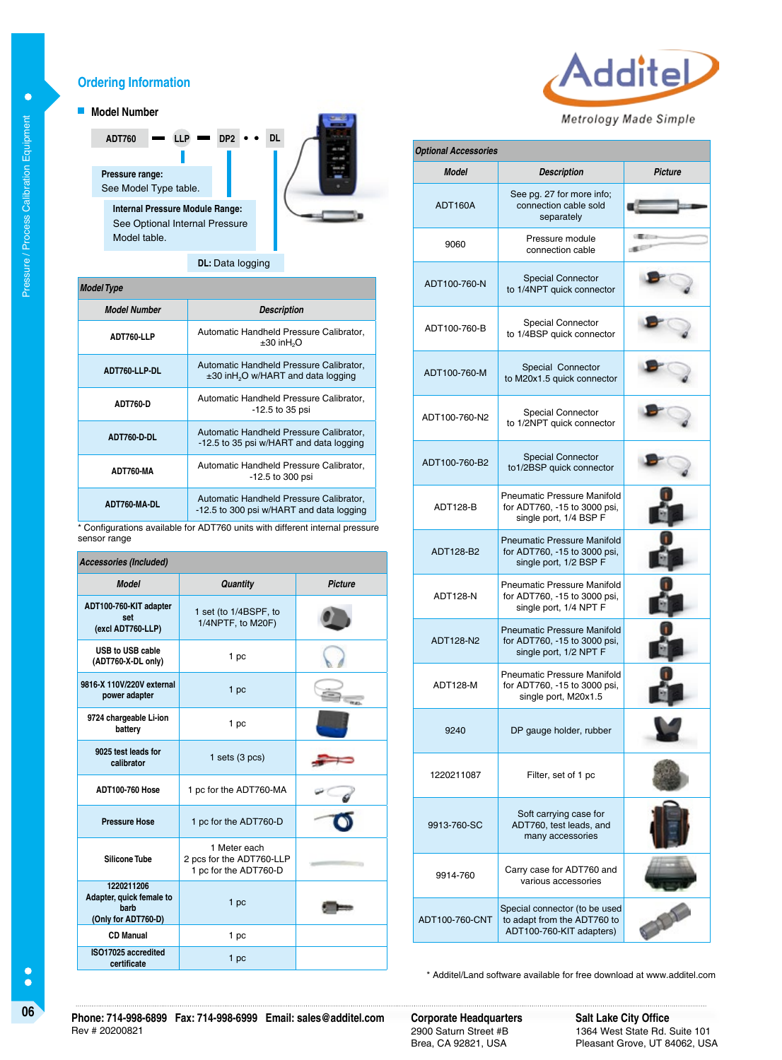## Ordering Information

### Model Number

ADT760 — LLP — DP2 • • DL

**Pressure range:** See Model Type table.

**Internal Pressure Module Range:** See Optional Internal Pressure Model table.

**DL:** Data logging

| *Model Type* | |
|---|---|
| **Model Number** | **Description** |
| ADT760-LLP | Automatic Handheld Pressure Calibrator, ±30 in$H_2O$ |
| ADT760-LLP-DL | Automatic Handheld Pressure Calibrator, ±30 in$H_2O$ w/HART and data logging |
| ADT760-D | Automatic Handheld Pressure Calibrator, -12.5 to 35 psi |
| ADT760-D-DL | Automatic Handheld Pressure Calibrator, -12.5 to 35 psi w/HART and data logging |
| ADT760-MA | Automatic Handheld Pressure Calibrator, -12.5 to 300 psi |
| ADT760-MA-DL | Automatic Handheld Pressure Calibrator, -12.5 to 300 psi w/HART and data logging |

* Configurations available for ADT760 units with different internal pressure sensor range

| *Accessories (Included)* | | |
|---|---|---|
| **Model** | **Quantity** | **Picture** |
| ADT100-760-KIT adapter set (excl ADT760-LLP) | 1 set (to 1/4BSPF, to 1/4NPTF, to M20F) | |
| USB to USB cable (ADT760-X-DL only) | 1 pc | |
| 9816-X 110V/220V external power adapter | 1 pc | |
| 9724 chargeable Li-ion battery | 1 pc | |
| 9025 test leads for calibrator | 1 sets (3 pcs) | |
| ADT100-760 Hose | 1 pc for the ADT760-MA | |
| Pressure Hose | 1 pc for the ADT760-D | |
| Silicone Tube | 1 Meter each 2 pcs for the ADT760-LLP 1 pc for the ADT760-D | |
| 1220211206 Adapter, quick female to barb (Only for ADT760-D) | 1 pc | |
| CD Manual | 1 pc | |
| ISO17025 accredited certificate | 1 pc | |

| *Optional Accessories* | | |
|---|---|---|
| **Model** | **Description** | **Picture** |
| ADT160A | See pg. 27 for more info; connection cable sold separately | |
| 9060 | Pressure module connection cable | |
| ADT100-760-N | Special Connector to 1/4NPT quick connector | |
| ADT100-760-B | Special Connector to 1/4BSP quick connector | |
| ADT100-760-M | Special Connector to M20x1.5 quick connector | |
| ADT100-760-N2 | Special Connector to 1/2NPT quick connector | |
| ADT100-760-B2 | Special Connector to1/2BSP quick connector | |
| ADT128-B | Pneumatic Pressure Manifold for ADT760, -15 to 3000 psi, single port, 1/4 BSP F | |
| ADT128-B2 | Pneumatic Pressure Manifold for ADT760, -15 to 3000 psi, single port, 1/2 BSP F | |
| ADT128-N | Pneumatic Pressure Manifold for ADT760, -15 to 3000 psi, single port, 1/4 NPT F | |
| ADT128-N2 | Pneumatic Pressure Manifold for ADT760, -15 to 3000 psi, single port, 1/2 NPT F | |
| ADT128-M | Pneumatic Pressure Manifold for ADT760, -15 to 3000 psi, single port, M20x1.5 | |
| 9240 | DP gauge holder, rubber | |
| 1220211087 | Filter, set of 1 pc | |
| 9913-760-SC | Soft carrying case for ADT760, test leads, and many accessories | |
| 9914-760 | Carry case for ADT760 and various accessories | |
| ADT100-760-CNT | Special connector (to be used to adapt from the ADT760 to ADT100-760-KIT adapters) | |

* Additel/Land software available for free download at www.additel.com

**Phone: 714-998-6899 Fax: 714-998-6999 Email: sales@additel.com**
Rev # 20200821

**Corporate Headquarters**
2900 Saturn Street #B
Brea, CA 92821, USA

**Salt Lake City Office**
1364 West State Rd. Suite 101
Pleasant Grove, UT 84062, USA